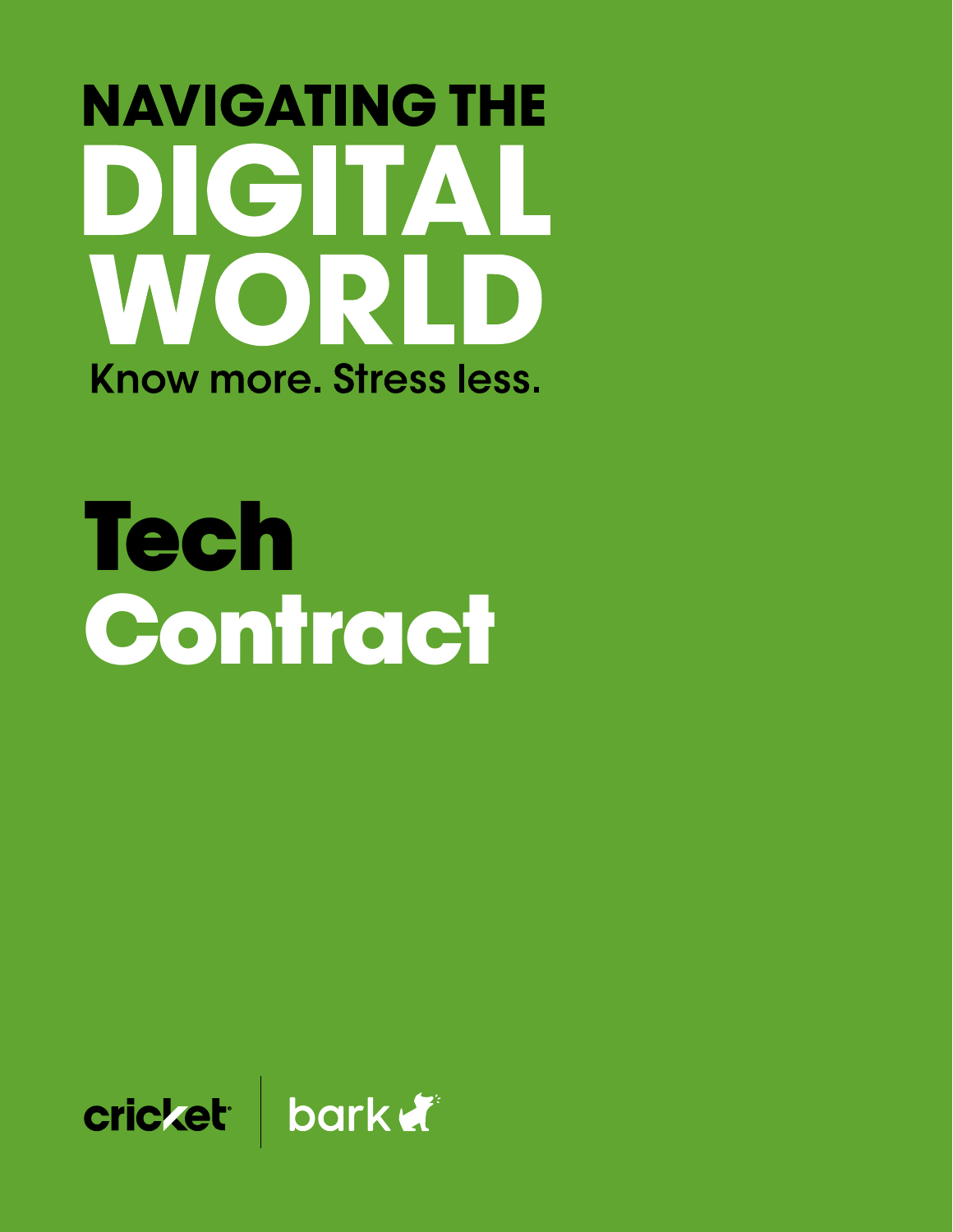# NAVIGATING THE DIGITAL WORLD

Know more. Stress less.

# Tech Contract

cricket | bark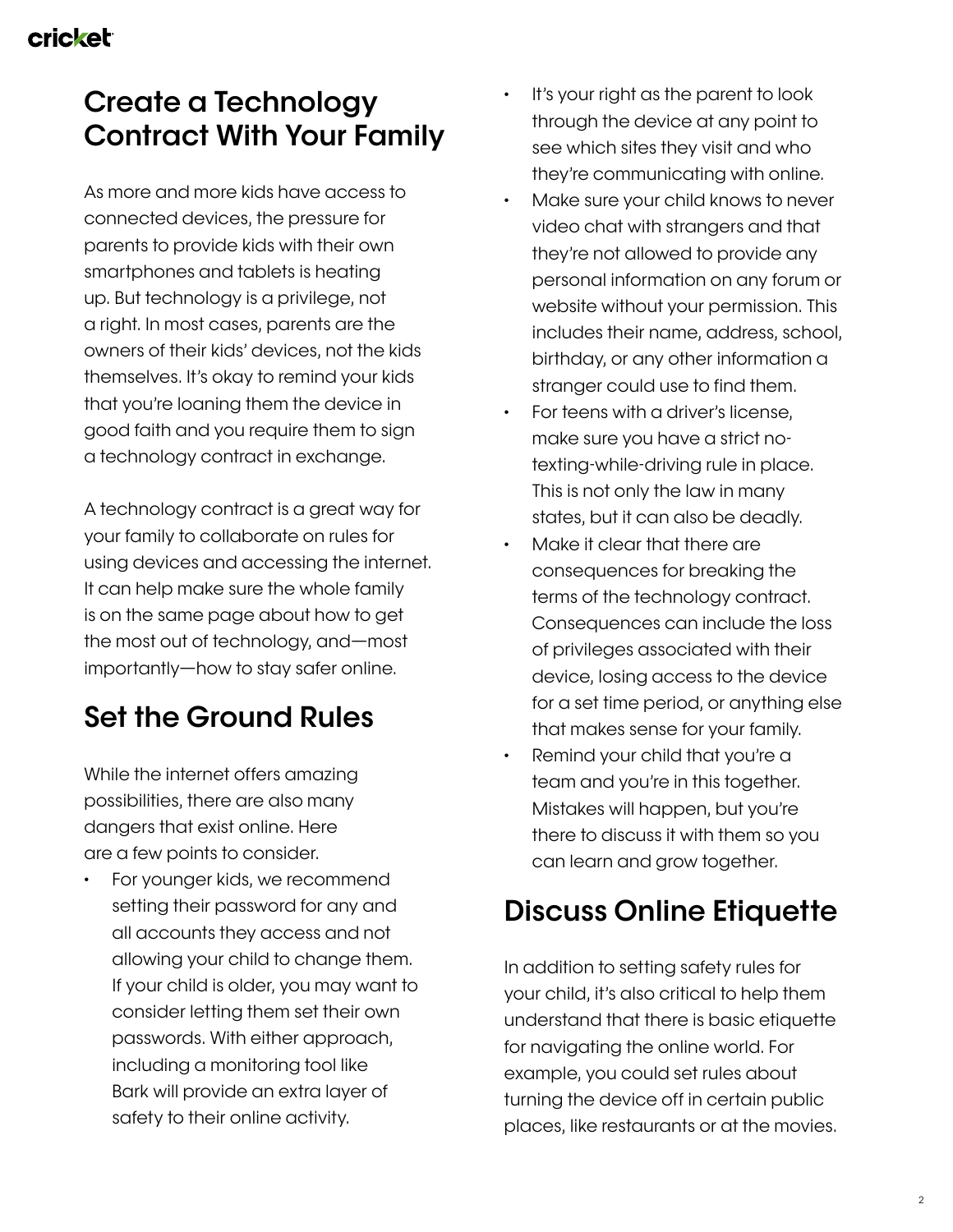## Create a Technology Contract With Your Family

As more and more kids have access to connected devices, the pressure for parents to provide kids with their own smartphones and tablets is heating up. But technology is a privilege, not a right. In most cases, parents are the owners of their kids' devices, not the kids themselves. It's okay to remind your kids that you're loaning them the device in good faith and you require them to sign a technology contract in exchange.

A technology contract is a great way for your family to collaborate on rules for using devices and accessing the internet. It can help make sure the whole family is on the same page about how to get the most out of technology, and—most importantly—how to stay safer online.

## Set the Ground Rules

While the internet offers amazing possibilities, there are also many dangers that exist online. Here are a few points to consider.

- For younger kids, we recommend setting their password for any and all accounts they access and not allowing your child to change them. If your child is older, you may want to consider letting them set their own passwords. With either approach, including a monitoring tool like Bark will provide an extra layer of safety to their online activity.
- It's your right as the parent to look through the device at any point to see which sites they visit and who they're communicating with online.
- Make sure your child knows to never video chat with strangers and that they're not allowed to provide any personal information on any forum or website without your permission. This includes their name, address, school, birthday, or any other information a stranger could use to find them.
- For teens with a driver's license, make sure you have a strict no-texting-while-driving rule in place. This is not only the law in many states, but it can also be deadly.
- Make it clear that there are consequences for breaking the terms of the technology contract. Consequences can include the loss of privileges associated with their device, losing access to the device for a set time period, or anything else that makes sense for your family.
- Remind your child that you're a team and you're in this together. Mistakes will happen, but you're there to discuss it with them so you can learn and grow together.

## Discuss Online Etiquette

In addition to setting safety rules for your child, it's also critical to help them understand that there is basic etiquette for navigating the online world. For example, you could set rules about turning the device off in certain public places, like restaurants or at the movies.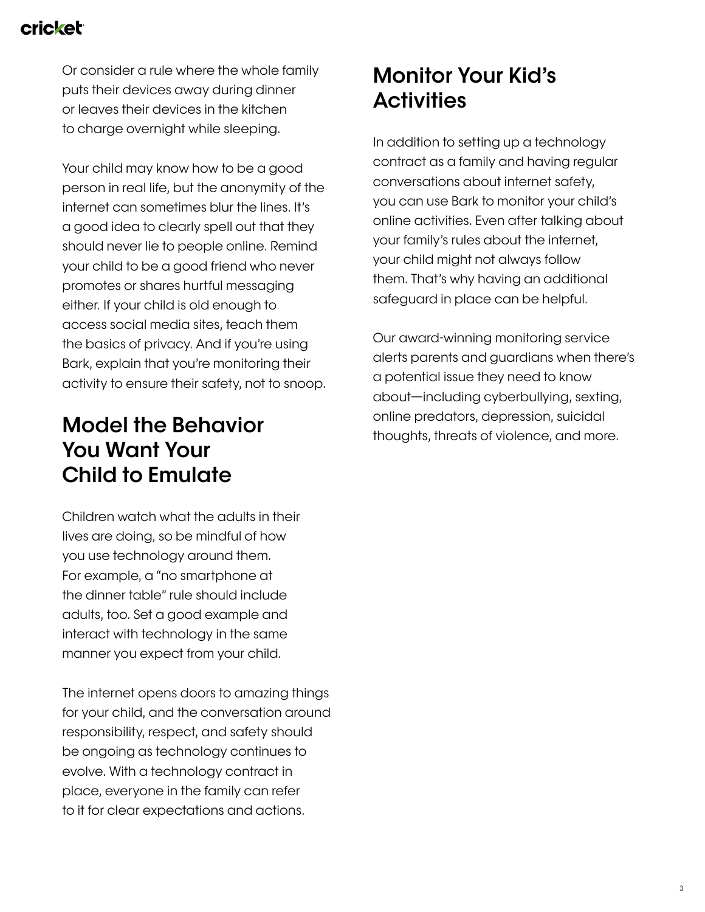Or consider a rule where the whole family puts their devices away during dinner or leaves their devices in the kitchen to charge overnight while sleeping.

Your child may know how to be a good person in real life, but the anonymity of the internet can sometimes blur the lines. It's a good idea to clearly spell out that they should never lie to people online. Remind your child to be a good friend who never promotes or shares hurtful messaging either. If your child is old enough to access social media sites, teach them the basics of privacy. And if you're using Bark, explain that you're monitoring their activity to ensure their safety, not to snoop.

## Model the Behavior You Want Your Child to Emulate

Children watch what the adults in their lives are doing, so be mindful of how you use technology around them. For example, a "no smartphone at the dinner table" rule should include adults, too. Set a good example and interact with technology in the same manner you expect from your child.

The internet opens doors to amazing things for your child, and the conversation around responsibility, respect, and safety should be ongoing as technology continues to evolve. With a technology contract in place, everyone in the family can refer to it for clear expectations and actions.

## Monitor Your Kid's Activities

In addition to setting up a technology contract as a family and having regular conversations about internet safety, you can use Bark to monitor your child's online activities. Even after talking about your family's rules about the internet, your child might not always follow them. That's why having an additional safeguard in place can be helpful.

Our award-winning monitoring service alerts parents and guardians when there's a potential issue they need to know about—including cyberbullying, sexting, online predators, depression, suicidal thoughts, threats of violence, and more.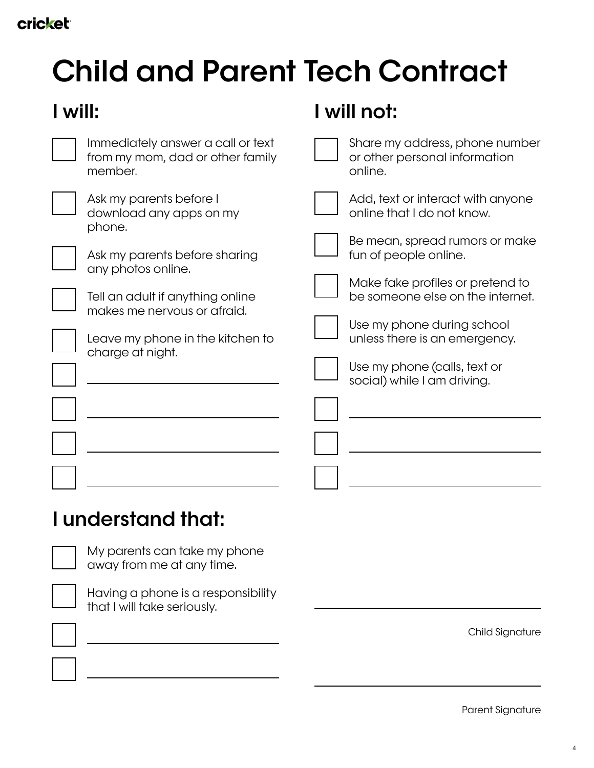# Child and Parent Tech Contract

## I will:

- [ ] Immediately answer a call or text from my mom, dad or other family member.
- [ ] Ask my parents before I download any apps on my phone.
- [ ] Ask my parents before sharing any photos online.
- [ ] Tell an adult if anything online makes me nervous or afraid.
- [ ] Leave my phone in the kitchen to charge at night.
- [ ] ______________________________
- [ ] ______________________________
- [ ] ______________________________
- [ ] ______________________________

## I will not:

- [ ] Share my address, phone number or other personal information online.
- [ ] Add, text or interact with anyone online that I do not know.
- [ ] Be mean, spread rumors or make fun of people online.
- [ ] Make fake profiles or pretend to be someone else on the internet.
- [ ] Use my phone during school unless there is an emergency.
- [ ] Use my phone (calls, text or social) while I am driving.
- [ ] ______________________________
- [ ] ______________________________
- [ ] ______________________________

## I understand that:

- [ ] My parents can take my phone away from me at any time.
- [ ] Having a phone is a responsibility that I will take seriously.
- [ ] ______________________________
- [ ] ______________________________

______________________________

Child Signature

______________________________

Parent Signature